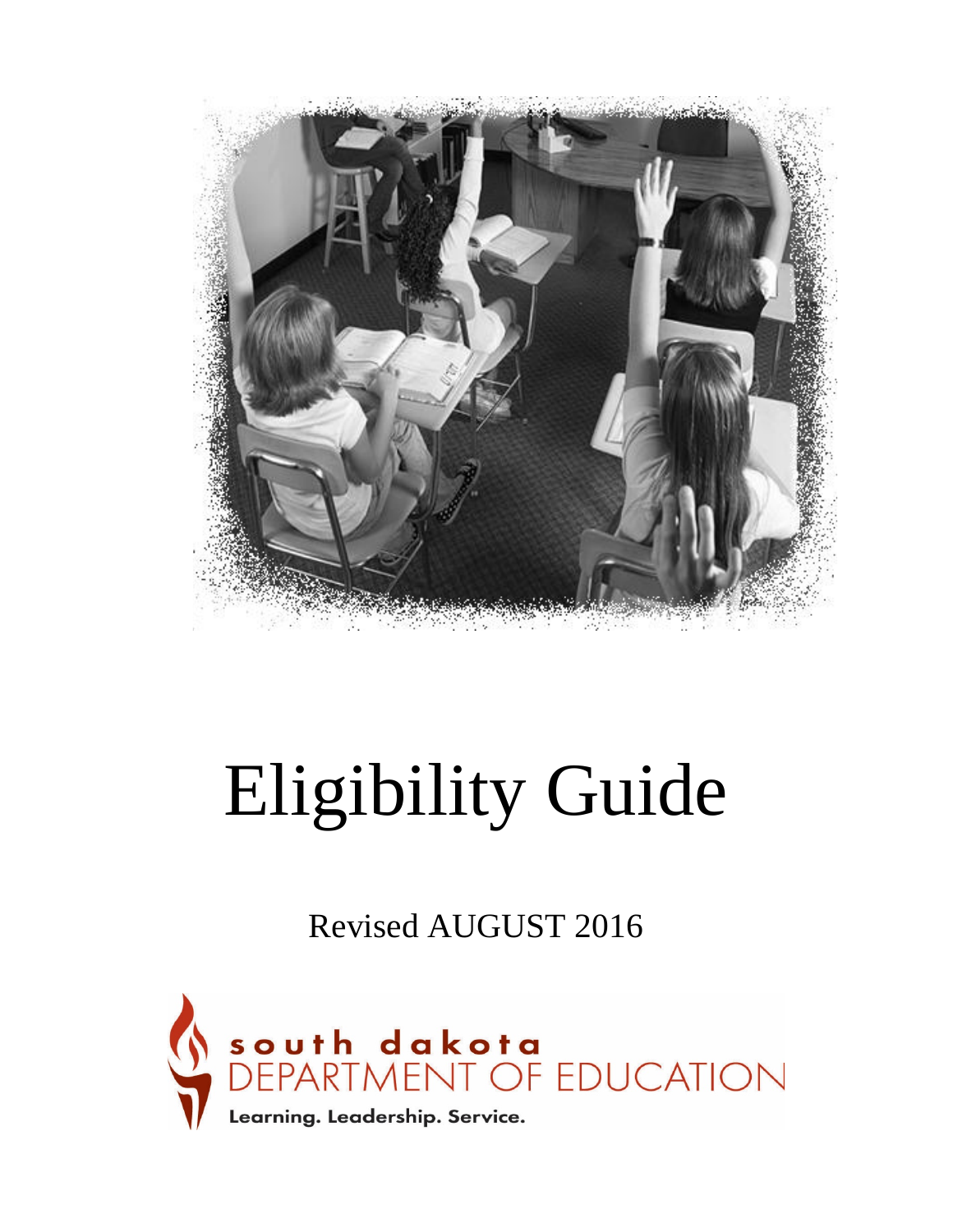# Eligibility Guide

Revised AUGUST 2016

south dakota
DEPARTMENT OF EDUCATION
Learning. Leadership. Service.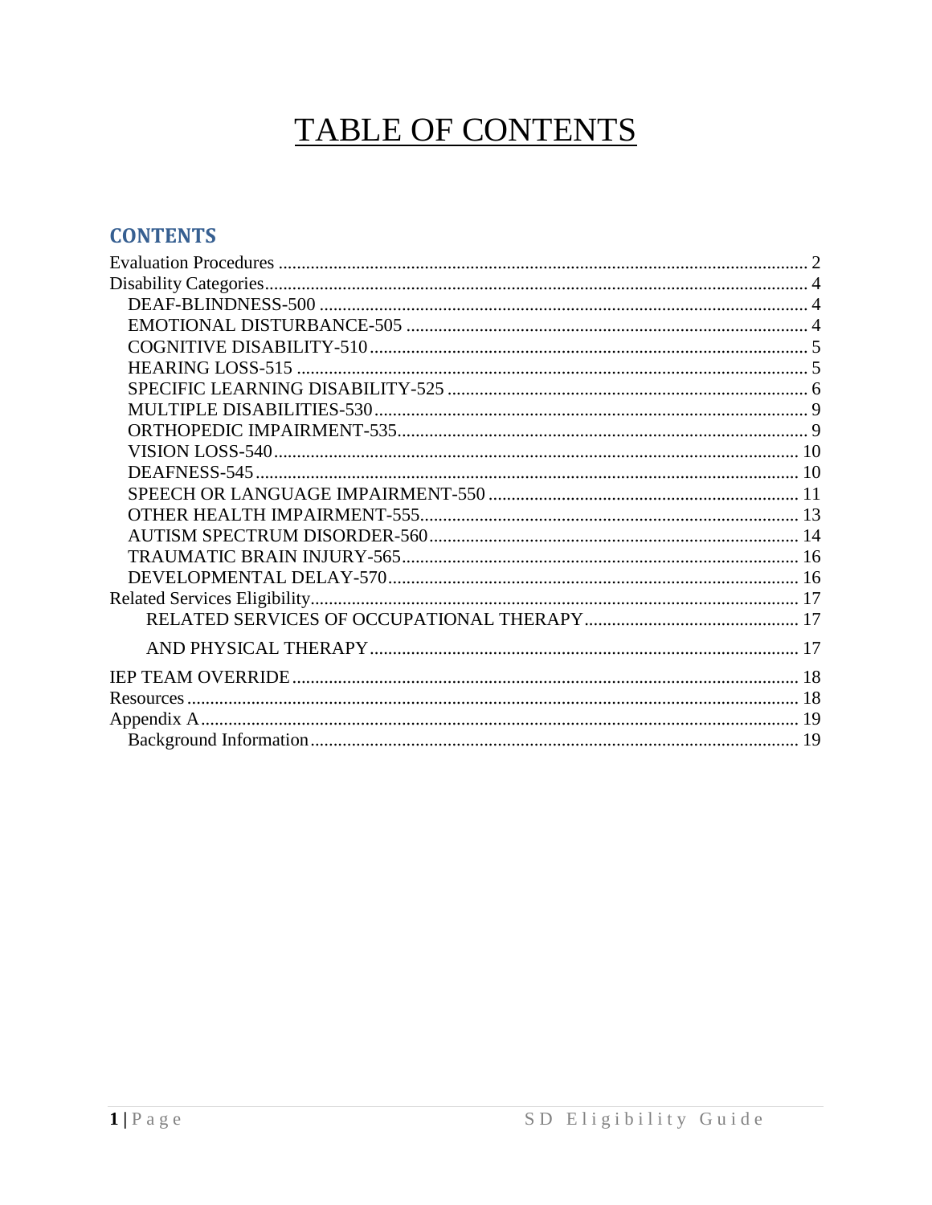# TABLE OF CONTENTS

## CONTENTS

Evaluation Procedures .......... 2
Disability Categories .......... 4
- DEAF-BLINDNESS-500 .......... 4
- EMOTIONAL DISTURBANCE-505 .......... 4
- COGNITIVE DISABILITY-510 .......... 5
- HEARING LOSS-515 .......... 5
- SPECIFIC LEARNING DISABILITY-525 .......... 6
- MULTIPLE DISABILITIES-530 .......... 9
- ORTHOPEDIC IMPAIRMENT-535 .......... 9
- VISION LOSS-540 .......... 10
- DEAFNESS-545 .......... 10
- SPEECH OR LANGUAGE IMPAIRMENT-550 .......... 11
- OTHER HEALTH IMPAIRMENT-555 .......... 13
- AUTISM SPECTRUM DISORDER-560 .......... 14
- TRAUMATIC BRAIN INJURY-565 .......... 16
- DEVELOPMENTAL DELAY-570 .......... 16

Related Services Eligibility .......... 17
- RELATED SERVICES OF OCCUPATIONAL THERAPY .......... 17
- AND PHYSICAL THERAPY .......... 17

IEP TEAM OVERRIDE .......... 18
Resources .......... 18
Appendix A .......... 19
- Background Information .......... 19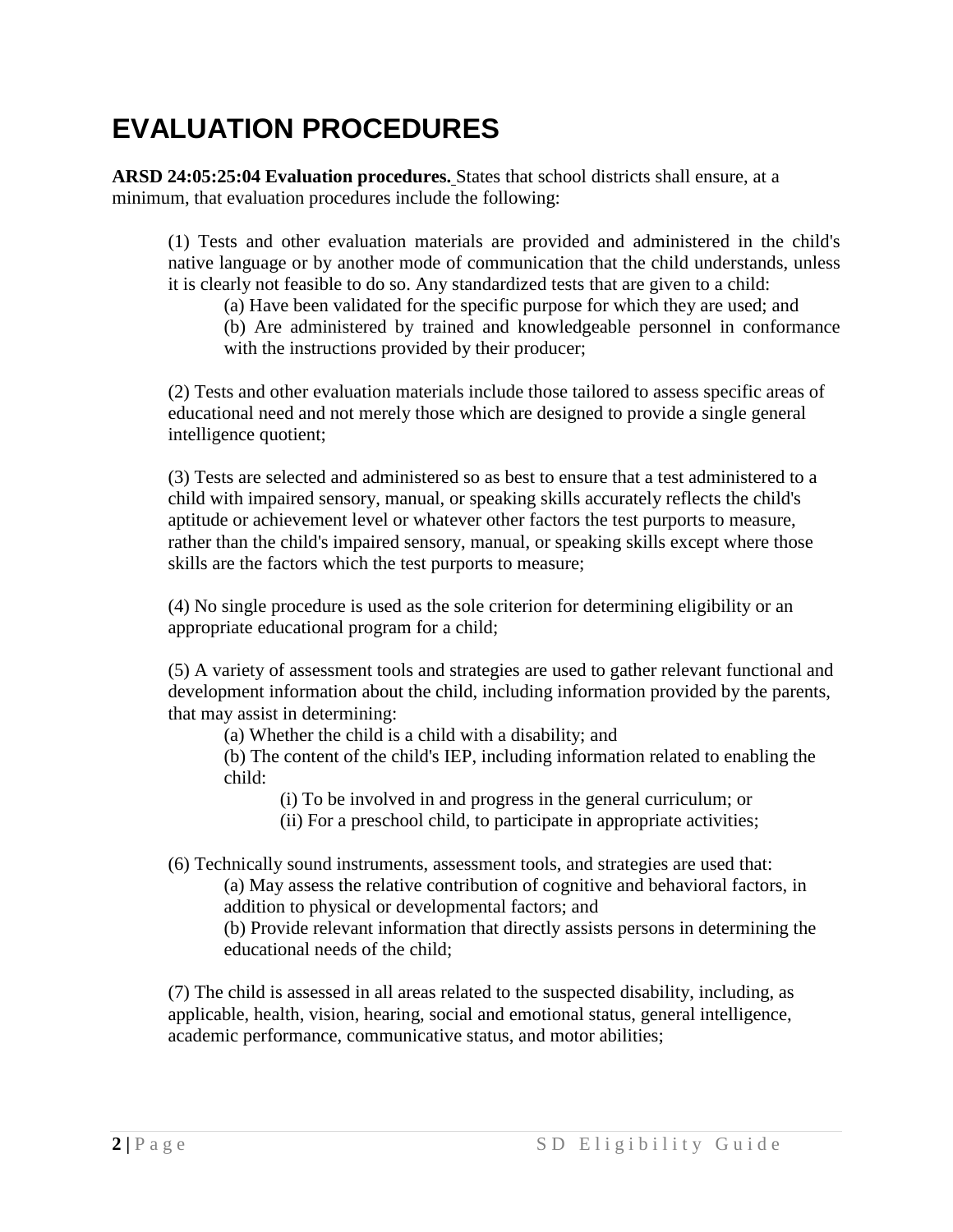# EVALUATION PROCEDURES

**ARSD 24:05:25:04 Evaluation procedures.** States that school districts shall ensure, at a minimum, that evaluation procedures include the following:

(1) Tests and other evaluation materials are provided and administered in the child's native language or by another mode of communication that the child understands, unless it is clearly not feasible to do so. Any standardized tests that are given to a child:

(a) Have been validated for the specific purpose for which they are used; and

(b) Are administered by trained and knowledgeable personnel in conformance with the instructions provided by their producer;

(2) Tests and other evaluation materials include those tailored to assess specific areas of educational need and not merely those which are designed to provide a single general intelligence quotient;

(3) Tests are selected and administered so as best to ensure that a test administered to a child with impaired sensory, manual, or speaking skills accurately reflects the child's aptitude or achievement level or whatever other factors the test purports to measure, rather than the child's impaired sensory, manual, or speaking skills except where those skills are the factors which the test purports to measure;

(4) No single procedure is used as the sole criterion for determining eligibility or an appropriate educational program for a child;

(5) A variety of assessment tools and strategies are used to gather relevant functional and development information about the child, including information provided by the parents, that may assist in determining:

(a) Whether the child is a child with a disability; and

(b) The content of the child's IEP, including information related to enabling the child:

(i) To be involved in and progress in the general curriculum; or

(ii) For a preschool child, to participate in appropriate activities;

(6) Technically sound instruments, assessment tools, and strategies are used that:

(a) May assess the relative contribution of cognitive and behavioral factors, in addition to physical or developmental factors; and

(b) Provide relevant information that directly assists persons in determining the educational needs of the child;

(7) The child is assessed in all areas related to the suspected disability, including, as applicable, health, vision, hearing, social and emotional status, general intelligence, academic performance, communicative status, and motor abilities;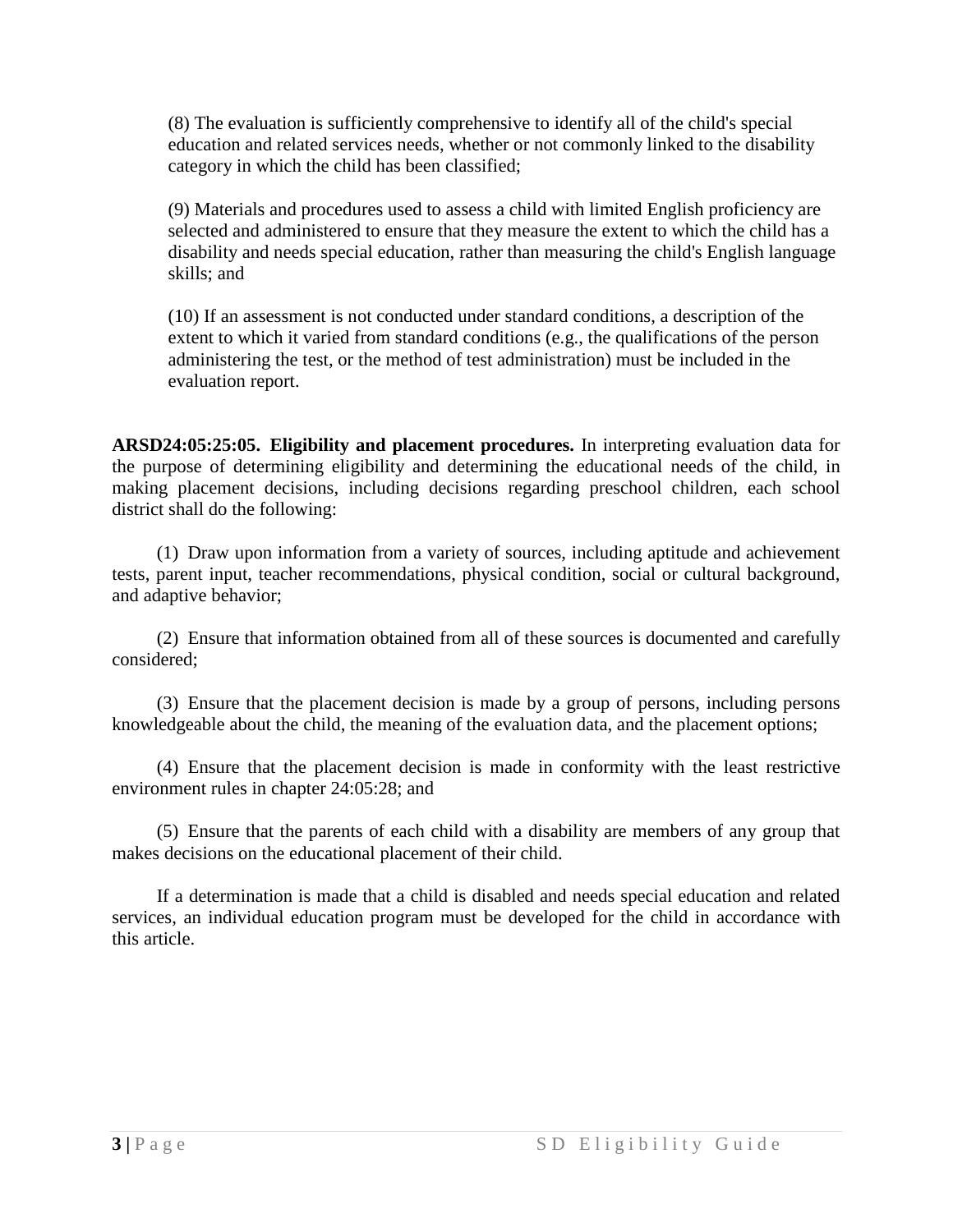(8) The evaluation is sufficiently comprehensive to identify all of the child's special education and related services needs, whether or not commonly linked to the disability category in which the child has been classified;

(9) Materials and procedures used to assess a child with limited English proficiency are selected and administered to ensure that they measure the extent to which the child has a disability and needs special education, rather than measuring the child's English language skills; and

(10) If an assessment is not conducted under standard conditions, a description of the extent to which it varied from standard conditions (e.g., the qualifications of the person administering the test, or the method of test administration) must be included in the evaluation report.

**ARSD24:05:25:05. Eligibility and placement procedures.** In interpreting evaluation data for the purpose of determining eligibility and determining the educational needs of the child, in making placement decisions, including decisions regarding preschool children, each school district shall do the following:

(1) Draw upon information from a variety of sources, including aptitude and achievement tests, parent input, teacher recommendations, physical condition, social or cultural background, and adaptive behavior;

(2) Ensure that information obtained from all of these sources is documented and carefully considered;

(3) Ensure that the placement decision is made by a group of persons, including persons knowledgeable about the child, the meaning of the evaluation data, and the placement options;

(4) Ensure that the placement decision is made in conformity with the least restrictive environment rules in chapter 24:05:28; and

(5) Ensure that the parents of each child with a disability are members of any group that makes decisions on the educational placement of their child.

If a determination is made that a child is disabled and needs special education and related services, an individual education program must be developed for the child in accordance with this article.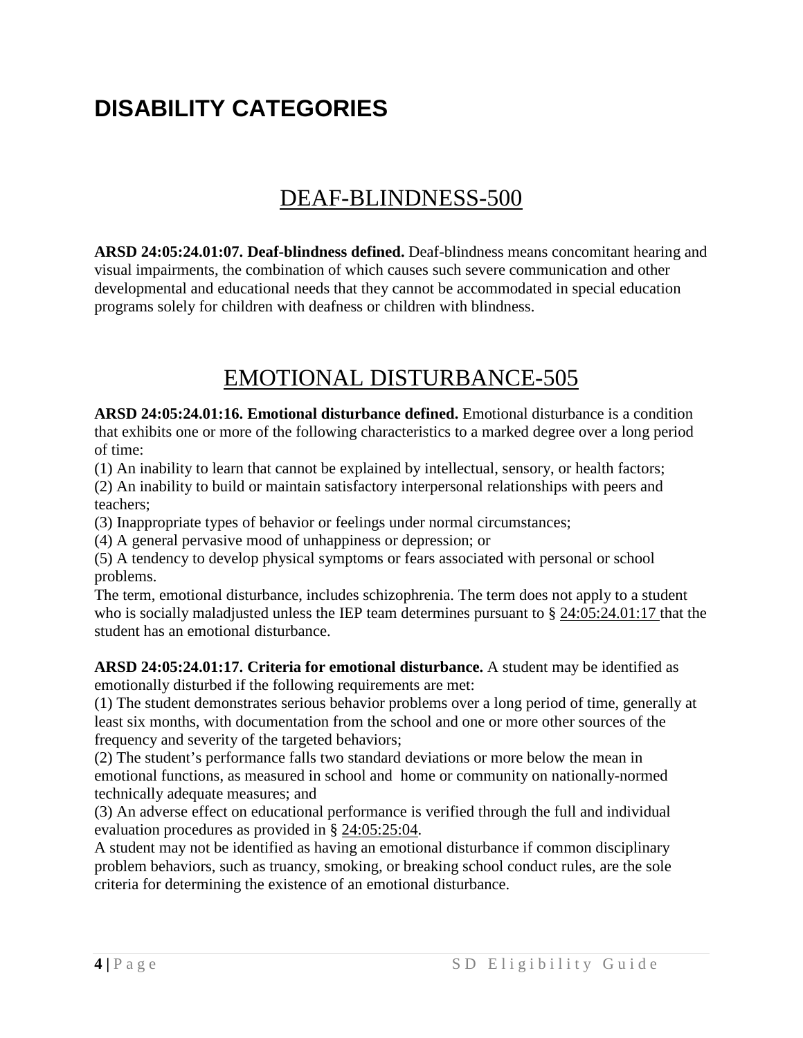# DISABILITY CATEGORIES

## DEAF-BLINDNESS-500

**ARSD 24:05:24.01:07. Deaf-blindness defined.** Deaf-blindness means concomitant hearing and visual impairments, the combination of which causes such severe communication and other developmental and educational needs that they cannot be accommodated in special education programs solely for children with deafness or children with blindness.

## EMOTIONAL DISTURBANCE-505

**ARSD 24:05:24.01:16. Emotional disturbance defined.** Emotional disturbance is a condition that exhibits one or more of the following characteristics to a marked degree over a long period of time:

(1) An inability to learn that cannot be explained by intellectual, sensory, or health factors;

(2) An inability to build or maintain satisfactory interpersonal relationships with peers and teachers;

(3) Inappropriate types of behavior or feelings under normal circumstances;

(4) A general pervasive mood of unhappiness or depression; or

(5) A tendency to develop physical symptoms or fears associated with personal or school problems.

The term, emotional disturbance, includes schizophrenia. The term does not apply to a student who is socially maladjusted unless the IEP team determines pursuant to § 24:05:24.01:17 that the student has an emotional disturbance.

**ARSD 24:05:24.01:17. Criteria for emotional disturbance.** A student may be identified as emotionally disturbed if the following requirements are met:

(1) The student demonstrates serious behavior problems over a long period of time, generally at least six months, with documentation from the school and one or more other sources of the frequency and severity of the targeted behaviors;

(2) The student's performance falls two standard deviations or more below the mean in emotional functions, as measured in school and home or community on nationally-normed technically adequate measures; and

(3) An adverse effect on educational performance is verified through the full and individual evaluation procedures as provided in § 24:05:25:04.

A student may not be identified as having an emotional disturbance if common disciplinary problem behaviors, such as truancy, smoking, or breaking school conduct rules, are the sole criteria for determining the existence of an emotional disturbance.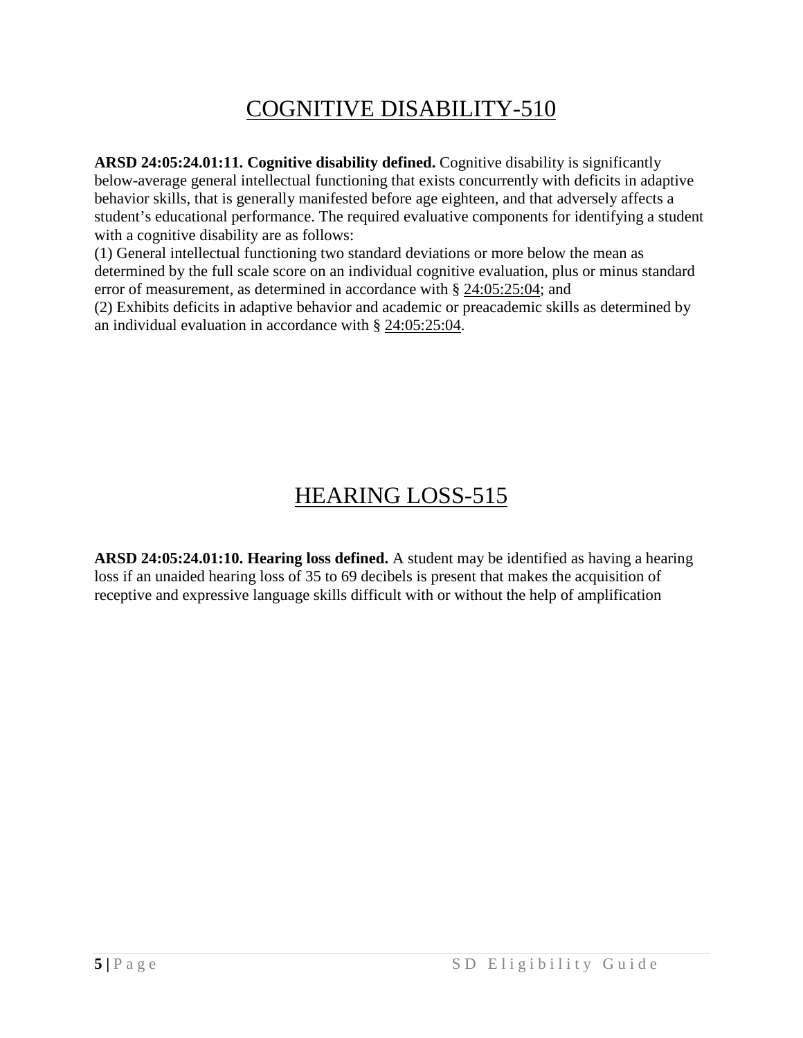# COGNITIVE DISABILITY-510

**ARSD 24:05:24.01:11. Cognitive disability defined.** Cognitive disability is significantly below-average general intellectual functioning that exists concurrently with deficits in adaptive behavior skills, that is generally manifested before age eighteen, and that adversely affects a student's educational performance. The required evaluative components for identifying a student with a cognitive disability are as follows:

(1) General intellectual functioning two standard deviations or more below the mean as determined by the full scale score on an individual cognitive evaluation, plus or minus standard error of measurement, as determined in accordance with § 24:05:25:04; and

(2) Exhibits deficits in adaptive behavior and academic or preacademic skills as determined by an individual evaluation in accordance with § 24:05:25:04.

# HEARING LOSS-515

**ARSD 24:05:24.01:10. Hearing loss defined.** A student may be identified as having a hearing loss if an unaided hearing loss of 35 to 69 decibels is present that makes the acquisition of receptive and expressive language skills difficult with or without the help of amplification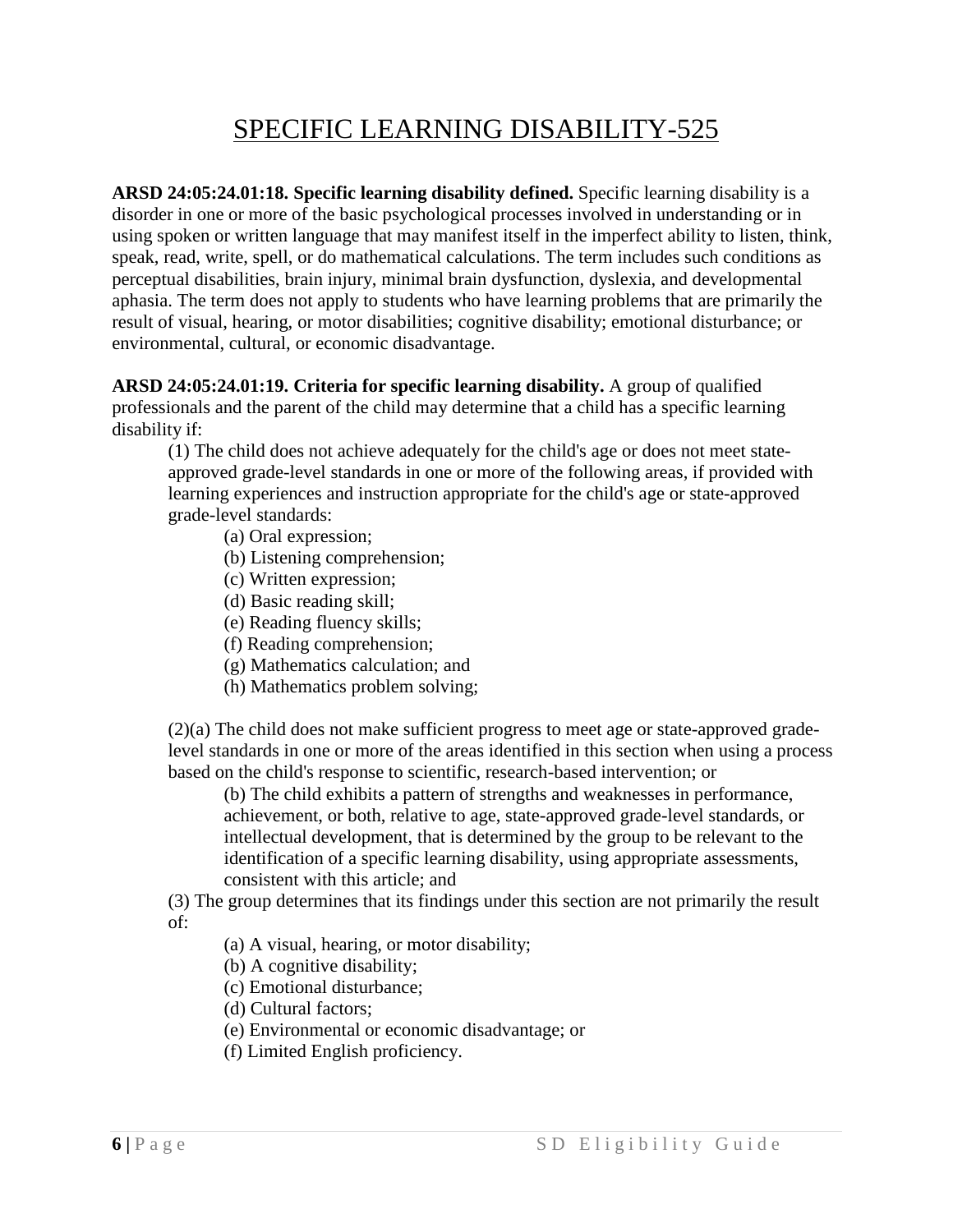# SPECIFIC LEARNING DISABILITY-525

**ARSD 24:05:24.01:18. Specific learning disability defined.** Specific learning disability is a disorder in one or more of the basic psychological processes involved in understanding or in using spoken or written language that may manifest itself in the imperfect ability to listen, think, speak, read, write, spell, or do mathematical calculations. The term includes such conditions as perceptual disabilities, brain injury, minimal brain dysfunction, dyslexia, and developmental aphasia. The term does not apply to students who have learning problems that are primarily the result of visual, hearing, or motor disabilities; cognitive disability; emotional disturbance; or environmental, cultural, or economic disadvantage.

**ARSD 24:05:24.01:19. Criteria for specific learning disability.** A group of qualified professionals and the parent of the child may determine that a child has a specific learning disability if:

> (1) The child does not achieve adequately for the child's age or does not meet state-approved grade-level standards in one or more of the following areas, if provided with learning experiences and instruction appropriate for the child's age or state-approved grade-level standards:
>
> > (a) Oral expression;
> > (b) Listening comprehension;
> > (c) Written expression;
> > (d) Basic reading skill;
> > (e) Reading fluency skills;
> > (f) Reading comprehension;
> > (g) Mathematics calculation; and
> > (h) Mathematics problem solving;
>
> (2)(a) The child does not make sufficient progress to meet age or state-approved grade-level standards in one or more of the areas identified in this section when using a process based on the child's response to scientific, research-based intervention; or
>
> > (b) The child exhibits a pattern of strengths and weaknesses in performance, achievement, or both, relative to age, state-approved grade-level standards, or intellectual development, that is determined by the group to be relevant to the identification of a specific learning disability, using appropriate assessments, consistent with this article; and
>
> (3) The group determines that its findings under this section are not primarily the result of:
>
> > (a) A visual, hearing, or motor disability;
> > (b) A cognitive disability;
> > (c) Emotional disturbance;
> > (d) Cultural factors;
> > (e) Environmental or economic disadvantage; or
> > (f) Limited English proficiency.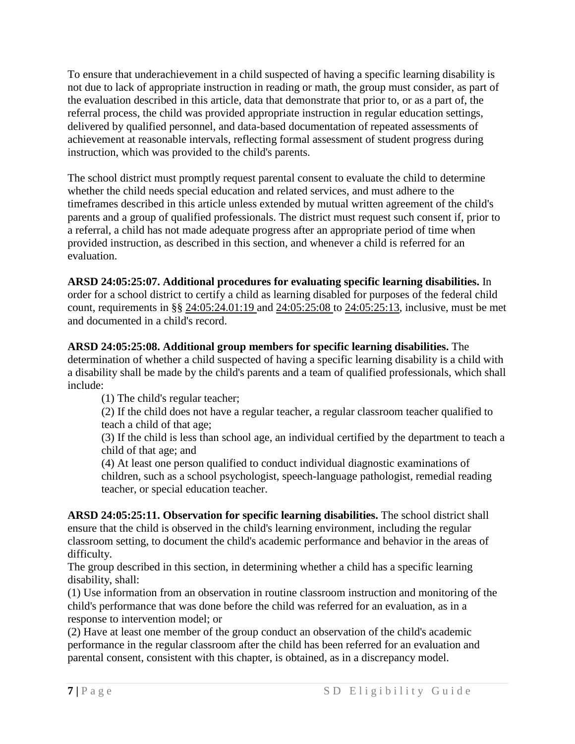To ensure that underachievement in a child suspected of having a specific learning disability is not due to lack of appropriate instruction in reading or math, the group must consider, as part of the evaluation described in this article, data that demonstrate that prior to, or as a part of, the referral process, the child was provided appropriate instruction in regular education settings, delivered by qualified personnel, and data-based documentation of repeated assessments of achievement at reasonable intervals, reflecting formal assessment of student progress during instruction, which was provided to the child's parents.

The school district must promptly request parental consent to evaluate the child to determine whether the child needs special education and related services, and must adhere to the timeframes described in this article unless extended by mutual written agreement of the child's parents and a group of qualified professionals. The district must request such consent if, prior to a referral, a child has not made adequate progress after an appropriate period of time when provided instruction, as described in this section, and whenever a child is referred for an evaluation.

**ARSD 24:05:25:07. Additional procedures for evaluating specific learning disabilities.** In order for a school district to certify a child as learning disabled for purposes of the federal child count, requirements in §§ 24:05:24.01:19 and 24:05:25:08 to 24:05:25:13, inclusive, must be met and documented in a child's record.

**ARSD 24:05:25:08. Additional group members for specific learning disabilities.** The determination of whether a child suspected of having a specific learning disability is a child with a disability shall be made by the child's parents and a team of qualified professionals, which shall include:

(1) The child's regular teacher;

(2) If the child does not have a regular teacher, a regular classroom teacher qualified to teach a child of that age;

(3) If the child is less than school age, an individual certified by the department to teach a child of that age; and

(4) At least one person qualified to conduct individual diagnostic examinations of children, such as a school psychologist, speech-language pathologist, remedial reading teacher, or special education teacher.

**ARSD 24:05:25:11. Observation for specific learning disabilities.** The school district shall ensure that the child is observed in the child's learning environment, including the regular classroom setting, to document the child's academic performance and behavior in the areas of difficulty.

The group described in this section, in determining whether a child has a specific learning disability, shall:

(1) Use information from an observation in routine classroom instruction and monitoring of the child's performance that was done before the child was referred for an evaluation, as in a response to intervention model; or

(2) Have at least one member of the group conduct an observation of the child's academic performance in the regular classroom after the child has been referred for an evaluation and parental consent, consistent with this chapter, is obtained, as in a discrepancy model.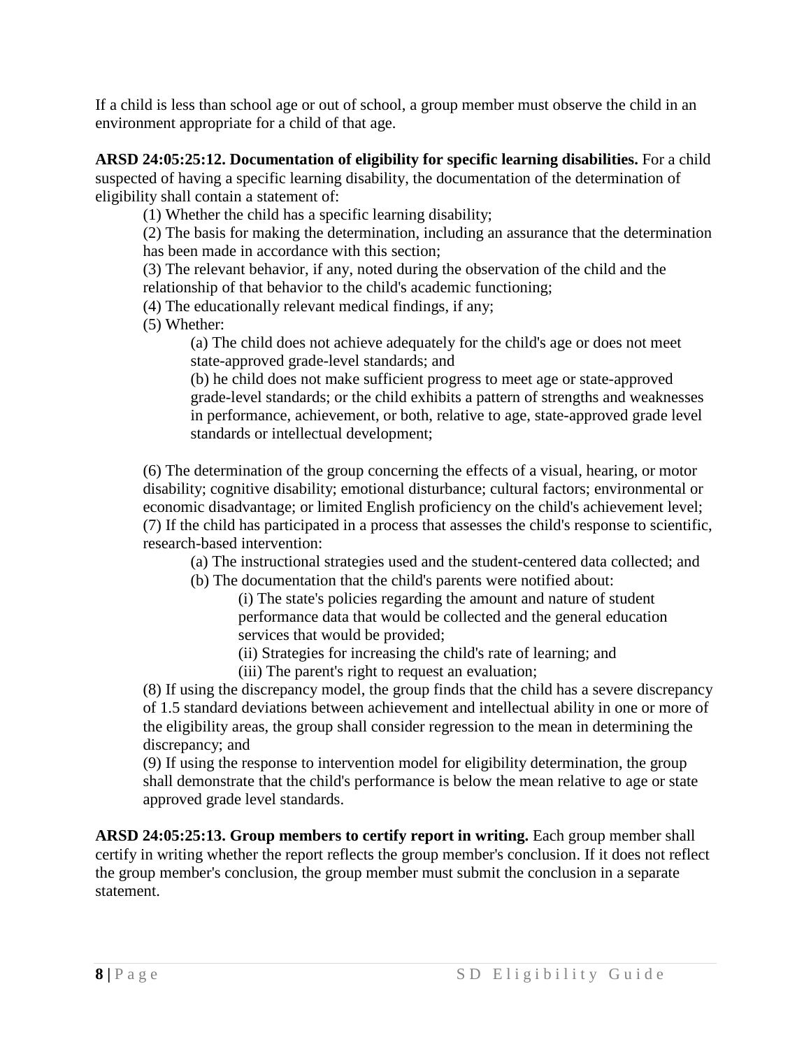If a child is less than school age or out of school, a group member must observe the child in an environment appropriate for a child of that age.

**ARSD 24:05:25:12. Documentation of eligibility for specific learning disabilities.** For a child suspected of having a specific learning disability, the documentation of the determination of eligibility shall contain a statement of:

(1) Whether the child has a specific learning disability;

(2) The basis for making the determination, including an assurance that the determination has been made in accordance with this section;

(3) The relevant behavior, if any, noted during the observation of the child and the relationship of that behavior to the child's academic functioning;

(4) The educationally relevant medical findings, if any;

(5) Whether:

(a) The child does not achieve adequately for the child's age or does not meet state-approved grade-level standards; and

(b) he child does not make sufficient progress to meet age or state-approved grade-level standards; or the child exhibits a pattern of strengths and weaknesses in performance, achievement, or both, relative to age, state-approved grade level standards or intellectual development;

(6) The determination of the group concerning the effects of a visual, hearing, or motor disability; cognitive disability; emotional disturbance; cultural factors; environmental or economic disadvantage; or limited English proficiency on the child's achievement level;

(7) If the child has participated in a process that assesses the child's response to scientific, research-based intervention:

(a) The instructional strategies used and the student-centered data collected; and

(b) The documentation that the child's parents were notified about:

(i) The state's policies regarding the amount and nature of student performance data that would be collected and the general education services that would be provided;

(ii) Strategies for increasing the child's rate of learning; and

(iii) The parent's right to request an evaluation;

(8) If using the discrepancy model, the group finds that the child has a severe discrepancy of 1.5 standard deviations between achievement and intellectual ability in one or more of the eligibility areas, the group shall consider regression to the mean in determining the discrepancy; and

(9) If using the response to intervention model for eligibility determination, the group shall demonstrate that the child's performance is below the mean relative to age or state approved grade level standards.

**ARSD 24:05:25:13. Group members to certify report in writing.** Each group member shall certify in writing whether the report reflects the group member's conclusion. If it does not reflect the group member's conclusion, the group member must submit the conclusion in a separate statement.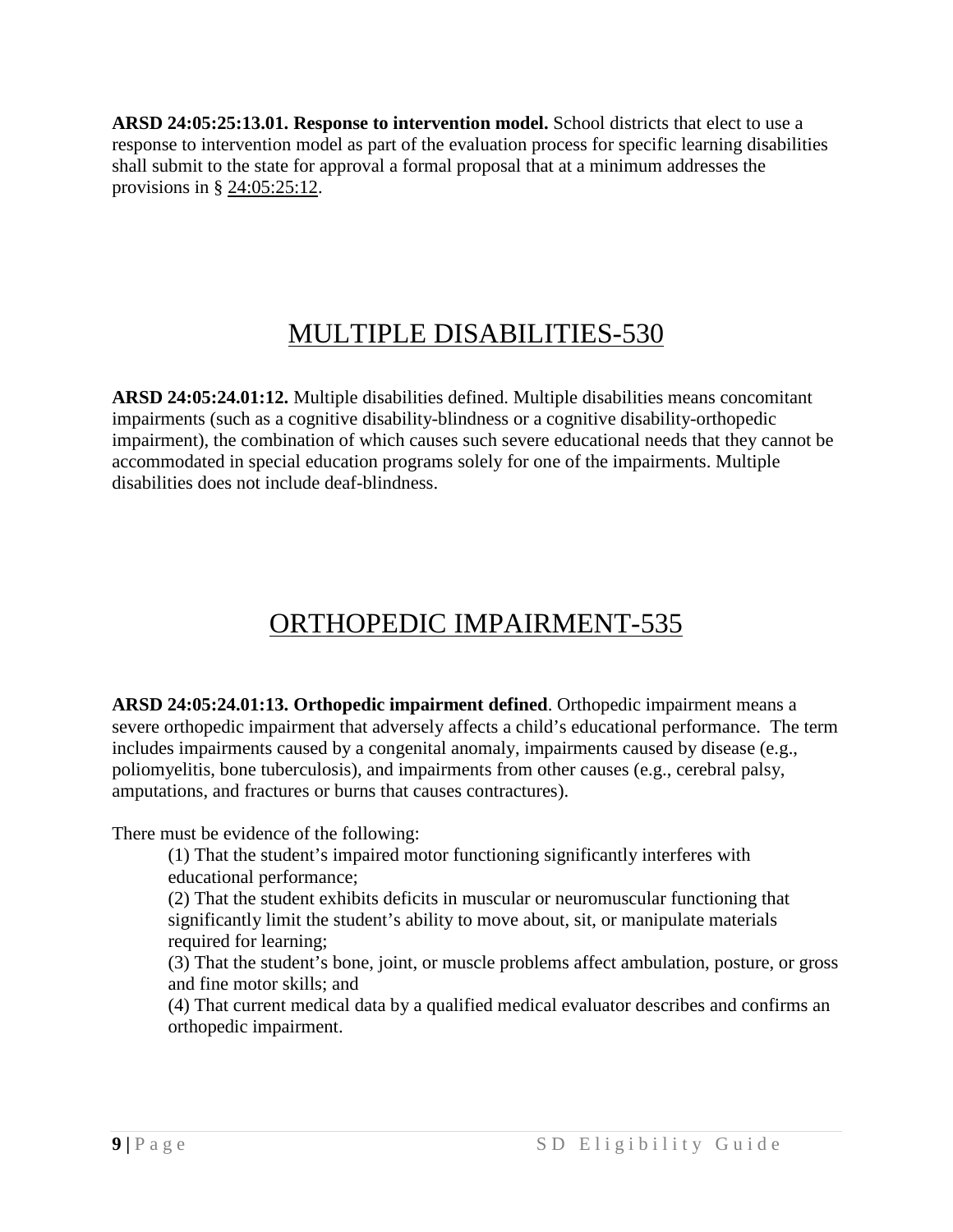**ARSD 24:05:25:13.01. Response to intervention model.** School districts that elect to use a response to intervention model as part of the evaluation process for specific learning disabilities shall submit to the state for approval a formal proposal that at a minimum addresses the provisions in § 24:05:25:12.

# MULTIPLE DISABILITIES-530

**ARSD 24:05:24.01:12.** Multiple disabilities defined. Multiple disabilities means concomitant impairments (such as a cognitive disability-blindness or a cognitive disability-orthopedic impairment), the combination of which causes such severe educational needs that they cannot be accommodated in special education programs solely for one of the impairments. Multiple disabilities does not include deaf-blindness.

# ORTHOPEDIC IMPAIRMENT-535

**ARSD 24:05:24.01:13. Orthopedic impairment defined**. Orthopedic impairment means a severe orthopedic impairment that adversely affects a child's educational performance. The term includes impairments caused by a congenital anomaly, impairments caused by disease (e.g., poliomyelitis, bone tuberculosis), and impairments from other causes (e.g., cerebral palsy, amputations, and fractures or burns that causes contractures).

There must be evidence of the following:

(1) That the student's impaired motor functioning significantly interferes with educational performance;

(2) That the student exhibits deficits in muscular or neuromuscular functioning that significantly limit the student's ability to move about, sit, or manipulate materials required for learning;

(3) That the student's bone, joint, or muscle problems affect ambulation, posture, or gross and fine motor skills; and

(4) That current medical data by a qualified medical evaluator describes and confirms an orthopedic impairment.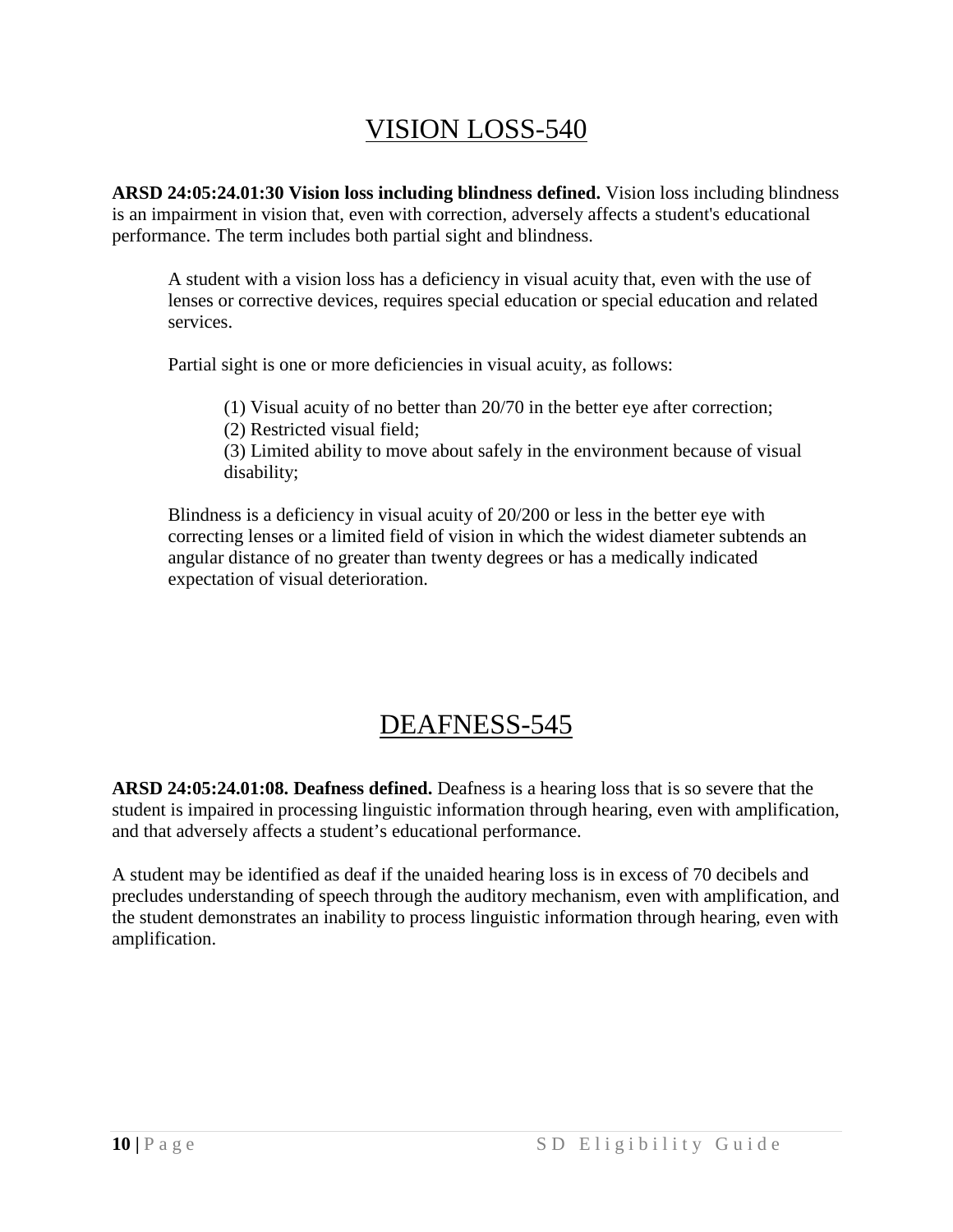# VISION LOSS-540

**ARSD 24:05:24.01:30 Vision loss including blindness defined.** Vision loss including blindness is an impairment in vision that, even with correction, adversely affects a student's educational performance. The term includes both partial sight and blindness.

> A student with a vision loss has a deficiency in visual acuity that, even with the use of lenses or corrective devices, requires special education or special education and related services.
>
> Partial sight is one or more deficiencies in visual acuity, as follows:
>
> > (1) Visual acuity of no better than 20/70 in the better eye after correction;
> > (2) Restricted visual field;
> > (3) Limited ability to move about safely in the environment because of visual disability;
>
> Blindness is a deficiency in visual acuity of 20/200 or less in the better eye with correcting lenses or a limited field of vision in which the widest diameter subtends an angular distance of no greater than twenty degrees or has a medically indicated expectation of visual deterioration.

# DEAFNESS-545

**ARSD 24:05:24.01:08. Deafness defined.** Deafness is a hearing loss that is so severe that the student is impaired in processing linguistic information through hearing, even with amplification, and that adversely affects a student's educational performance.

A student may be identified as deaf if the unaided hearing loss is in excess of 70 decibels and precludes understanding of speech through the auditory mechanism, even with amplification, and the student demonstrates an inability to process linguistic information through hearing, even with amplification.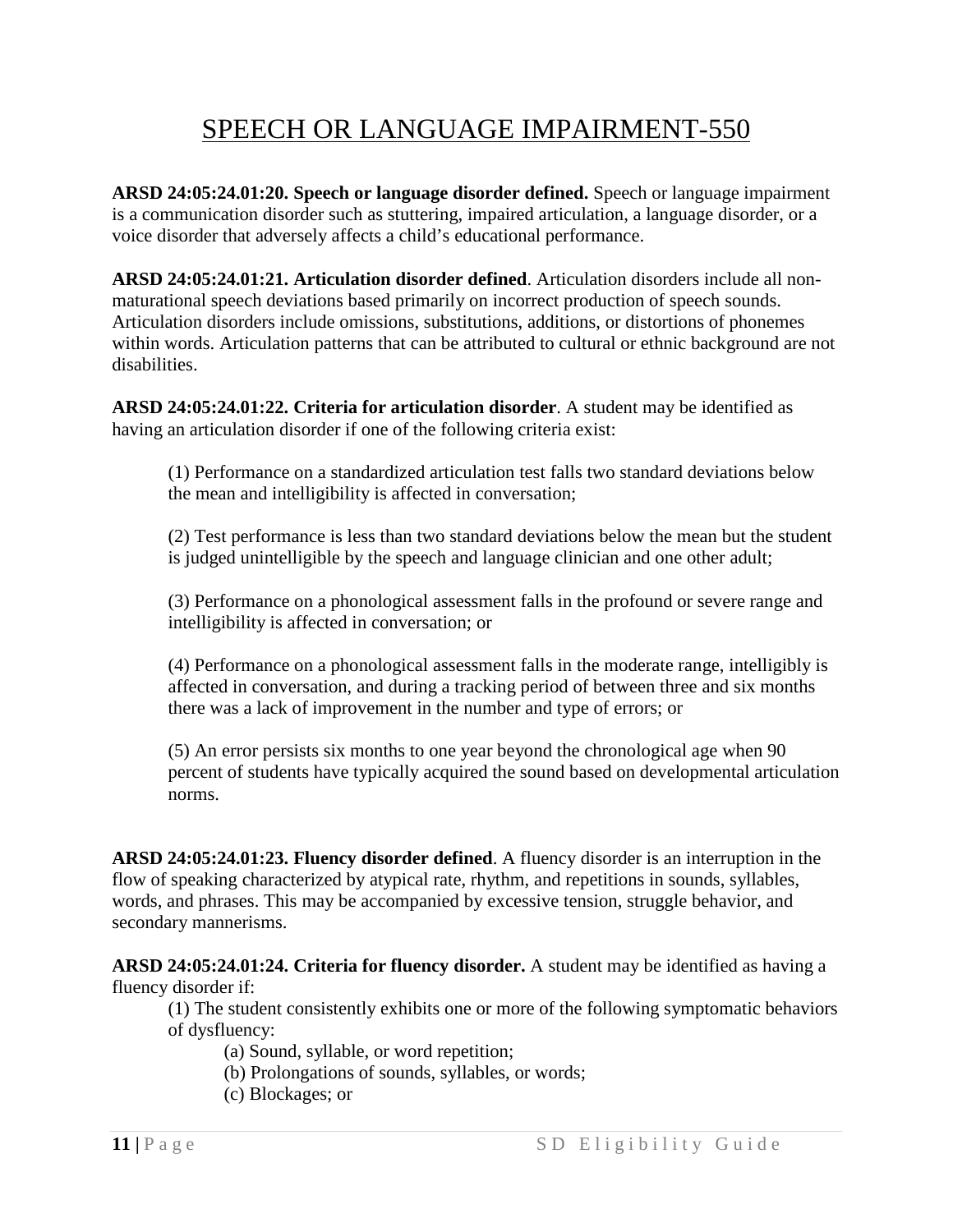# SPEECH OR LANGUAGE IMPAIRMENT-550

**ARSD 24:05:24.01:20. Speech or language disorder defined.** Speech or language impairment is a communication disorder such as stuttering, impaired articulation, a language disorder, or a voice disorder that adversely affects a child's educational performance.

**ARSD 24:05:24.01:21. Articulation disorder defined**. Articulation disorders include all non-maturational speech deviations based primarily on incorrect production of speech sounds. Articulation disorders include omissions, substitutions, additions, or distortions of phonemes within words. Articulation patterns that can be attributed to cultural or ethnic background are not disabilities.

**ARSD 24:05:24.01:22. Criteria for articulation disorder**. A student may be identified as having an articulation disorder if one of the following criteria exist:

(1) Performance on a standardized articulation test falls two standard deviations below the mean and intelligibility is affected in conversation;

(2) Test performance is less than two standard deviations below the mean but the student is judged unintelligible by the speech and language clinician and one other adult;

(3) Performance on a phonological assessment falls in the profound or severe range and intelligibility is affected in conversation; or

(4) Performance on a phonological assessment falls in the moderate range, intelligibly is affected in conversation, and during a tracking period of between three and six months there was a lack of improvement in the number and type of errors; or

(5) An error persists six months to one year beyond the chronological age when 90 percent of students have typically acquired the sound based on developmental articulation norms.

**ARSD 24:05:24.01:23. Fluency disorder defined**. A fluency disorder is an interruption in the flow of speaking characterized by atypical rate, rhythm, and repetitions in sounds, syllables, words, and phrases. This may be accompanied by excessive tension, struggle behavior, and secondary mannerisms.

**ARSD 24:05:24.01:24. Criteria for fluency disorder.** A student may be identified as having a fluency disorder if:

(1) The student consistently exhibits one or more of the following symptomatic behaviors of dysfluency:

(a) Sound, syllable, or word repetition;

(b) Prolongations of sounds, syllables, or words;

(c) Blockages; or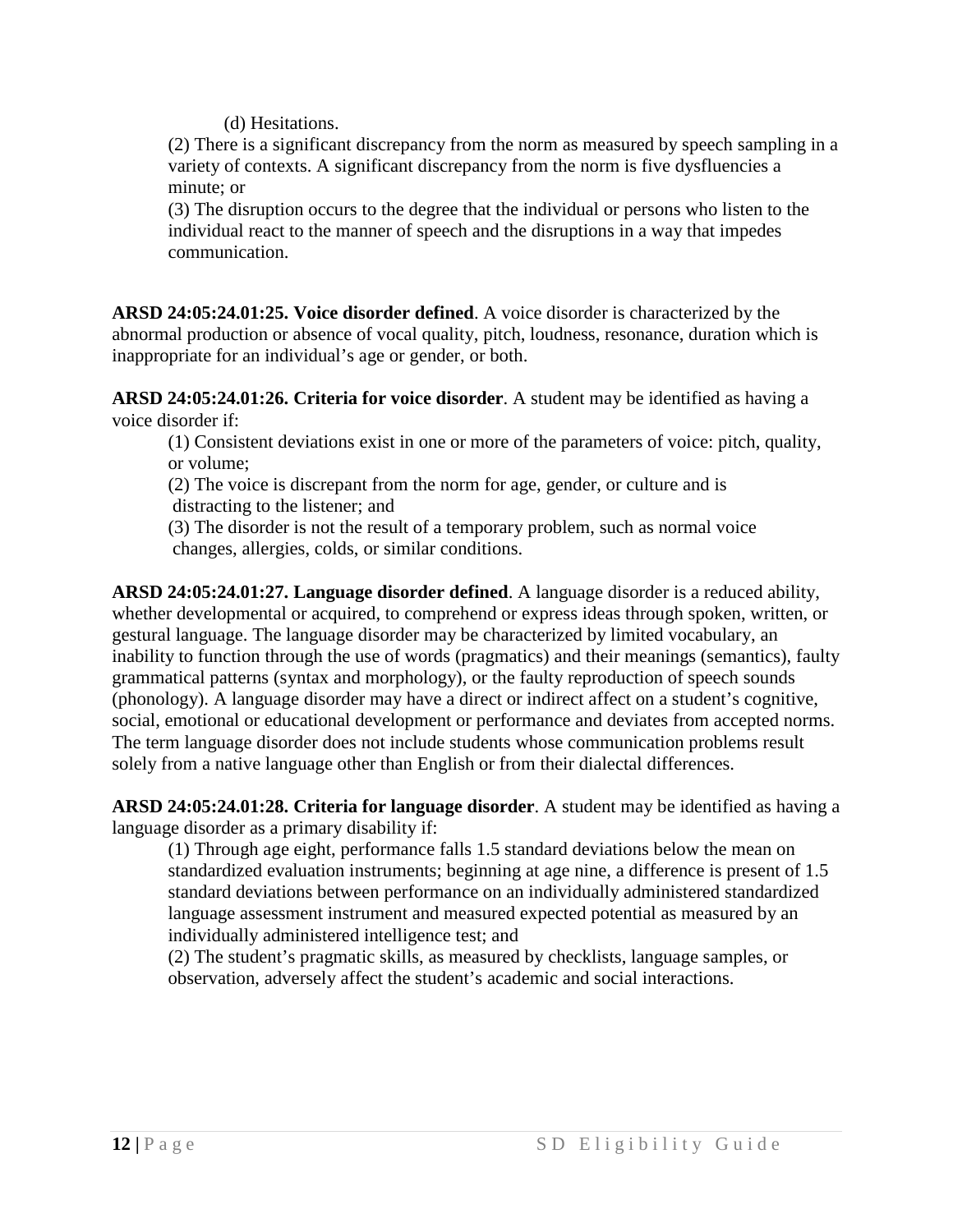(d) Hesitations.

(2) There is a significant discrepancy from the norm as measured by speech sampling in a variety of contexts. A significant discrepancy from the norm is five dysfluencies a minute; or

(3) The disruption occurs to the degree that the individual or persons who listen to the individual react to the manner of speech and the disruptions in a way that impedes communication.

**ARSD 24:05:24.01:25. Voice disorder defined**. A voice disorder is characterized by the abnormal production or absence of vocal quality, pitch, loudness, resonance, duration which is inappropriate for an individual's age or gender, or both.

**ARSD 24:05:24.01:26. Criteria for voice disorder**. A student may be identified as having a voice disorder if:

(1) Consistent deviations exist in one or more of the parameters of voice: pitch, quality, or volume;

(2) The voice is discrepant from the norm for age, gender, or culture and is distracting to the listener; and

(3) The disorder is not the result of a temporary problem, such as normal voice changes, allergies, colds, or similar conditions.

**ARSD 24:05:24.01:27. Language disorder defined**. A language disorder is a reduced ability, whether developmental or acquired, to comprehend or express ideas through spoken, written, or gestural language. The language disorder may be characterized by limited vocabulary, an inability to function through the use of words (pragmatics) and their meanings (semantics), faulty grammatical patterns (syntax and morphology), or the faulty reproduction of speech sounds (phonology). A language disorder may have a direct or indirect affect on a student's cognitive, social, emotional or educational development or performance and deviates from accepted norms. The term language disorder does not include students whose communication problems result solely from a native language other than English or from their dialectal differences.

**ARSD 24:05:24.01:28. Criteria for language disorder**. A student may be identified as having a language disorder as a primary disability if:

(1) Through age eight, performance falls 1.5 standard deviations below the mean on standardized evaluation instruments; beginning at age nine, a difference is present of 1.5 standard deviations between performance on an individually administered standardized language assessment instrument and measured expected potential as measured by an individually administered intelligence test; and

(2) The student's pragmatic skills, as measured by checklists, language samples, or observation, adversely affect the student's academic and social interactions.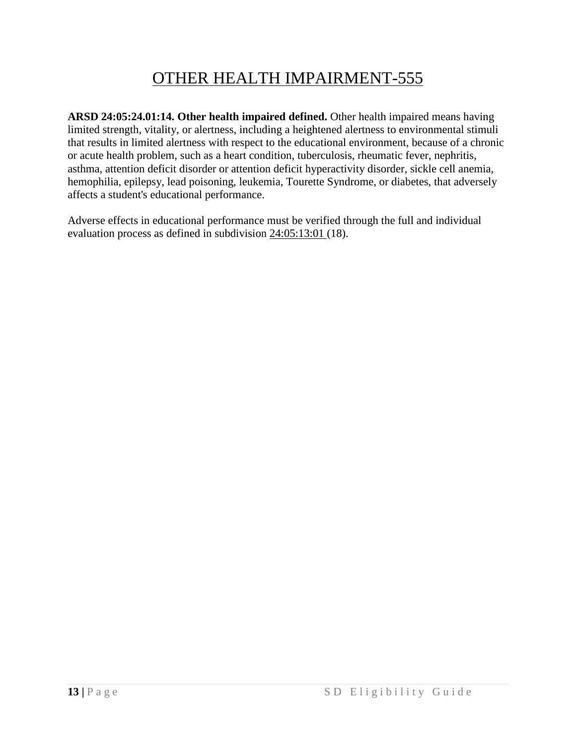# OTHER HEALTH IMPAIRMENT-555

**ARSD 24:05:24.01:14. Other health impaired defined.** Other health impaired means having limited strength, vitality, or alertness, including a heightened alertness to environmental stimuli that results in limited alertness with respect to the educational environment, because of a chronic or acute health problem, such as a heart condition, tuberculosis, rheumatic fever, nephritis, asthma, attention deficit disorder or attention deficit hyperactivity disorder, sickle cell anemia, hemophilia, epilepsy, lead poisoning, leukemia, Tourette Syndrome, or diabetes, that adversely affects a student's educational performance.

Adverse effects in educational performance must be verified through the full and individual evaluation process as defined in subdivision 24:05:13:01 (18).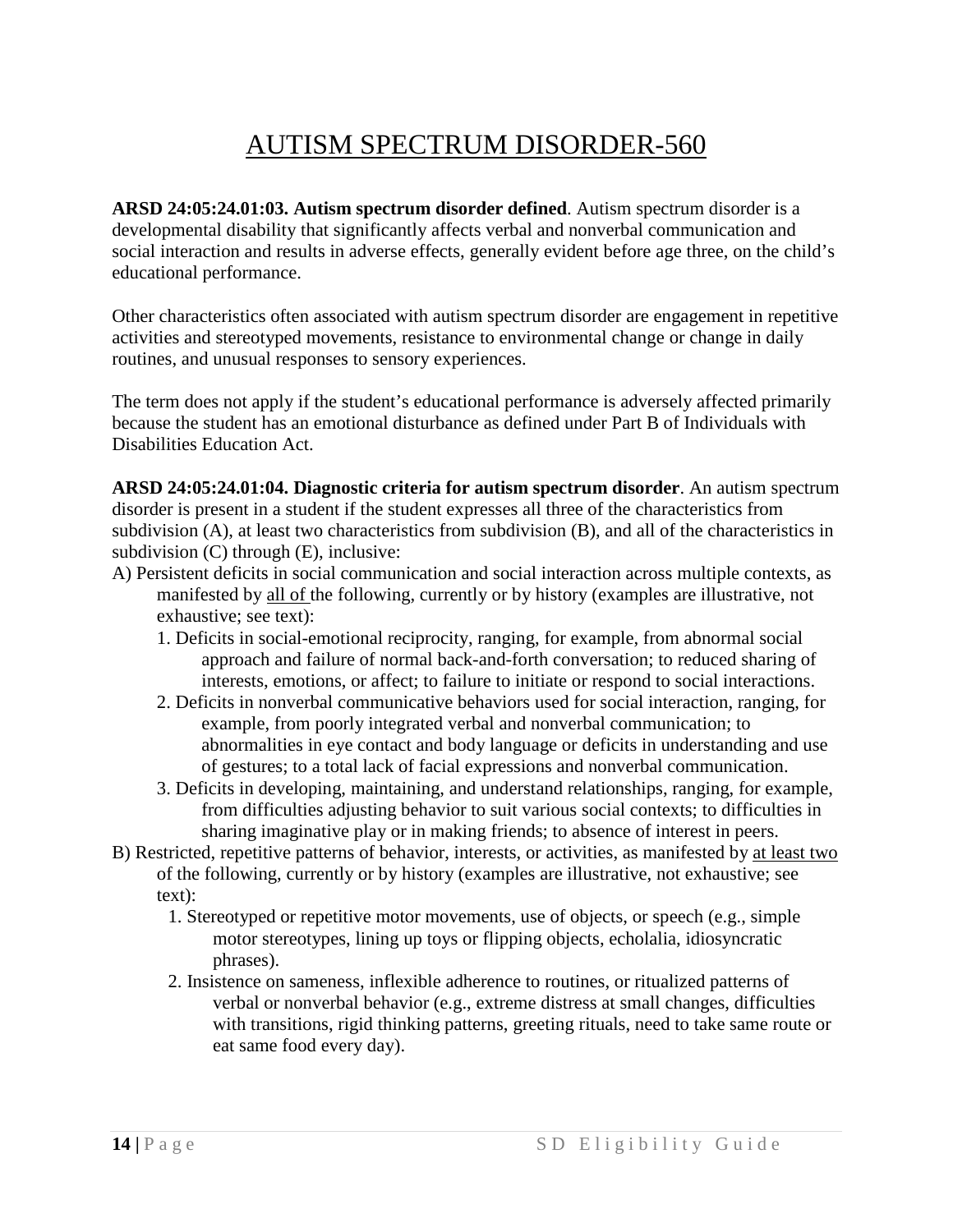# AUTISM SPECTRUM DISORDER-560

**ARSD 24:05:24.01:03. Autism spectrum disorder defined**. Autism spectrum disorder is a developmental disability that significantly affects verbal and nonverbal communication and social interaction and results in adverse effects, generally evident before age three, on the child's educational performance.

Other characteristics often associated with autism spectrum disorder are engagement in repetitive activities and stereotyped movements, resistance to environmental change or change in daily routines, and unusual responses to sensory experiences.

The term does not apply if the student's educational performance is adversely affected primarily because the student has an emotional disturbance as defined under Part B of Individuals with Disabilities Education Act.

**ARSD 24:05:24.01:04. Diagnostic criteria for autism spectrum disorder**. An autism spectrum disorder is present in a student if the student expresses all three of the characteristics from subdivision (A), at least two characteristics from subdivision (B), and all of the characteristics in subdivision (C) through (E), inclusive:

A) Persistent deficits in social communication and social interaction across multiple contexts, as manifested by <u>all of</u> the following, currently or by history (examples are illustrative, not exhaustive; see text):
   1. Deficits in social-emotional reciprocity, ranging, for example, from abnormal social approach and failure of normal back-and-forth conversation; to reduced sharing of interests, emotions, or affect; to failure to initiate or respond to social interactions.
   2. Deficits in nonverbal communicative behaviors used for social interaction, ranging, for example, from poorly integrated verbal and nonverbal communication; to abnormalities in eye contact and body language or deficits in understanding and use of gestures; to a total lack of facial expressions and nonverbal communication.
   3. Deficits in developing, maintaining, and understand relationships, ranging, for example, from difficulties adjusting behavior to suit various social contexts; to difficulties in sharing imaginative play or in making friends; to absence of interest in peers.

B) Restricted, repetitive patterns of behavior, interests, or activities, as manifested by <u>at least two</u> of the following, currently or by history (examples are illustrative, not exhaustive; see text):
   1. Stereotyped or repetitive motor movements, use of objects, or speech (e.g., simple motor stereotypes, lining up toys or flipping objects, echolalia, idiosyncratic phrases).
   2. Insistence on sameness, inflexible adherence to routines, or ritualized patterns of verbal or nonverbal behavior (e.g., extreme distress at small changes, difficulties with transitions, rigid thinking patterns, greeting rituals, need to take same route or eat same food every day).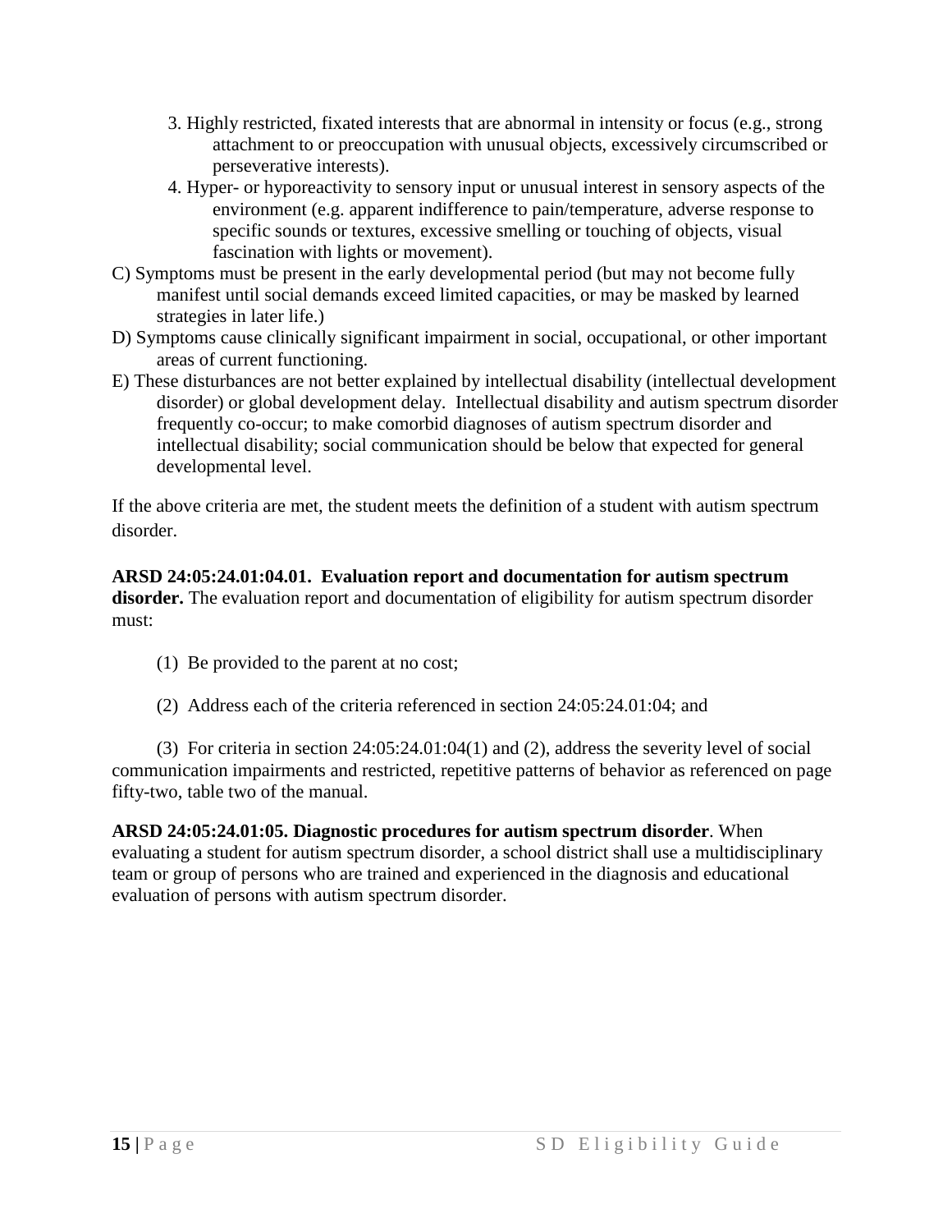3. Highly restricted, fixated interests that are abnormal in intensity or focus (e.g., strong attachment to or preoccupation with unusual objects, excessively circumscribed or perseverative interests).
4. Hyper- or hyporeactivity to sensory input or unusual interest in sensory aspects of the environment (e.g. apparent indifference to pain/temperature, adverse response to specific sounds or textures, excessive smelling or touching of objects, visual fascination with lights or movement).

C) Symptoms must be present in the early developmental period (but may not become fully manifest until social demands exceed limited capacities, or may be masked by learned strategies in later life.)

D) Symptoms cause clinically significant impairment in social, occupational, or other important areas of current functioning.

E) These disturbances are not better explained by intellectual disability (intellectual development disorder) or global development delay. Intellectual disability and autism spectrum disorder frequently co-occur; to make comorbid diagnoses of autism spectrum disorder and intellectual disability; social communication should be below that expected for general developmental level.

If the above criteria are met, the student meets the definition of a student with autism spectrum disorder.

**ARSD 24:05:24.01:04.01. Evaluation report and documentation for autism spectrum disorder.** The evaluation report and documentation of eligibility for autism spectrum disorder must:

(1) Be provided to the parent at no cost;

(2) Address each of the criteria referenced in section 24:05:24.01:04; and

(3) For criteria in section 24:05:24.01:04(1) and (2), address the severity level of social communication impairments and restricted, repetitive patterns of behavior as referenced on page fifty-two, table two of the manual.

**ARSD 24:05:24.01:05. Diagnostic procedures for autism spectrum disorder**. When evaluating a student for autism spectrum disorder, a school district shall use a multidisciplinary team or group of persons who are trained and experienced in the diagnosis and educational evaluation of persons with autism spectrum disorder.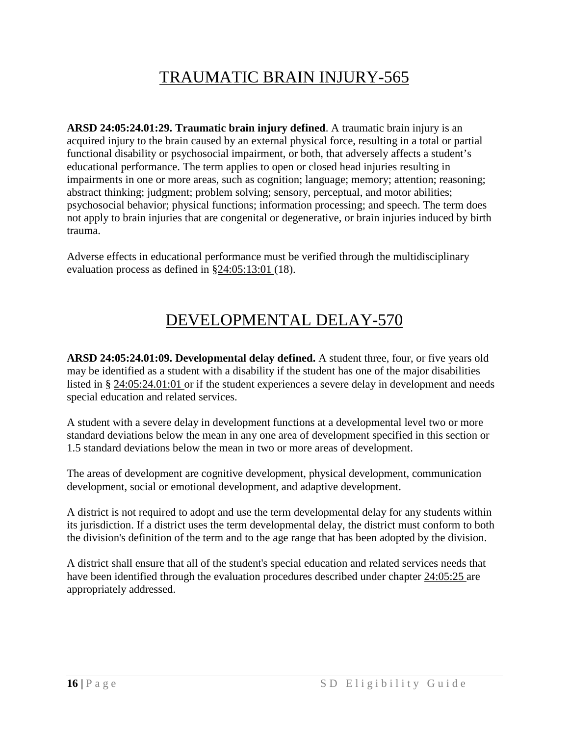# TRAUMATIC BRAIN INJURY-565

**ARSD 24:05:24.01:29. Traumatic brain injury defined**. A traumatic brain injury is an acquired injury to the brain caused by an external physical force, resulting in a total or partial functional disability or psychosocial impairment, or both, that adversely affects a student's educational performance. The term applies to open or closed head injuries resulting in impairments in one or more areas, such as cognition; language; memory; attention; reasoning; abstract thinking; judgment; problem solving; sensory, perceptual, and motor abilities; psychosocial behavior; physical functions; information processing; and speech. The term does not apply to brain injuries that are congenital or degenerative, or brain injuries induced by birth trauma.

Adverse effects in educational performance must be verified through the multidisciplinary evaluation process as defined in §24:05:13:01 (18).

# DEVELOPMENTAL DELAY-570

**ARSD 24:05:24.01:09. Developmental delay defined.** A student three, four, or five years old may be identified as a student with a disability if the student has one of the major disabilities listed in § 24:05:24.01:01 or if the student experiences a severe delay in development and needs special education and related services.

A student with a severe delay in development functions at a developmental level two or more standard deviations below the mean in any one area of development specified in this section or 1.5 standard deviations below the mean in two or more areas of development.

The areas of development are cognitive development, physical development, communication development, social or emotional development, and adaptive development.

A district is not required to adopt and use the term developmental delay for any students within its jurisdiction. If a district uses the term developmental delay, the district must conform to both the division's definition of the term and to the age range that has been adopted by the division.

A district shall ensure that all of the student's special education and related services needs that have been identified through the evaluation procedures described under chapter 24:05:25 are appropriately addressed.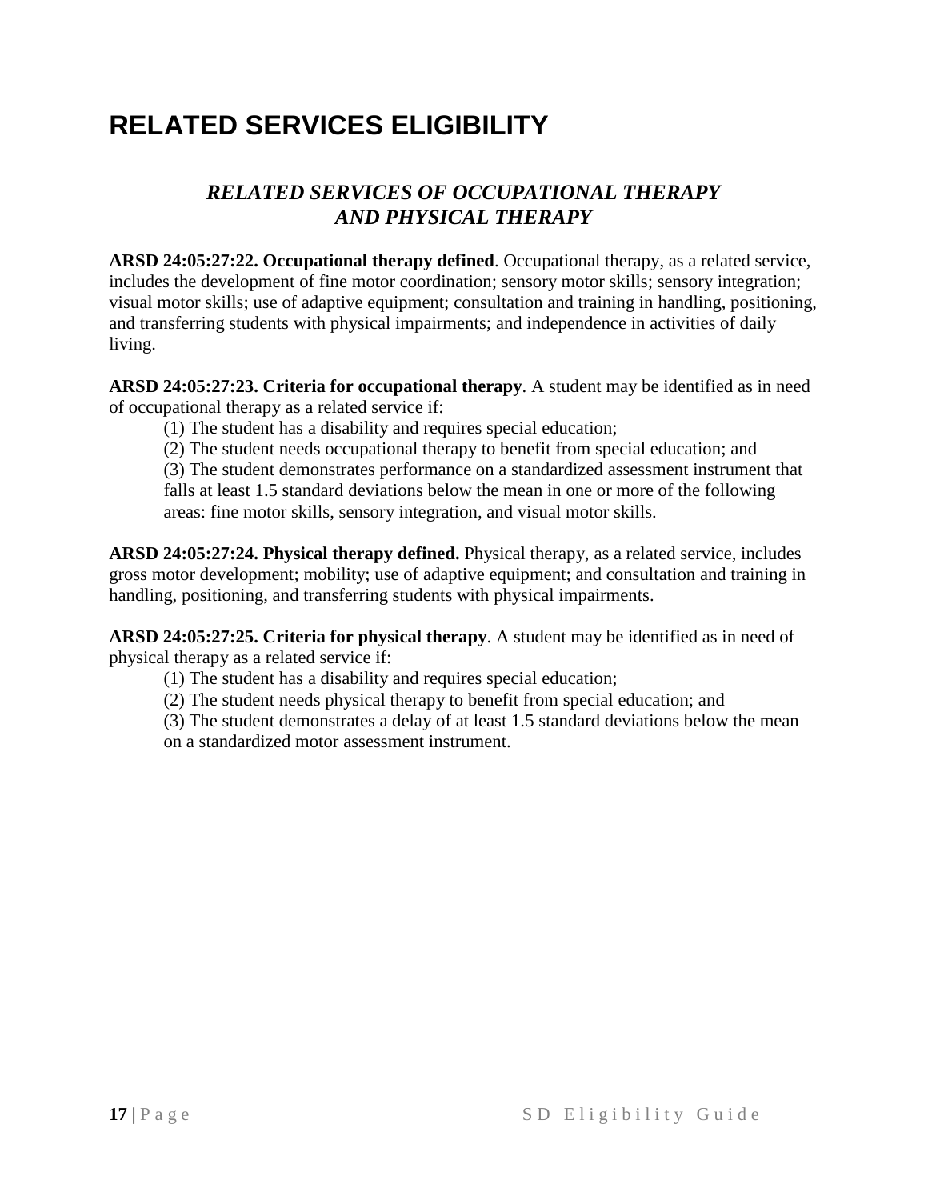# RELATED SERVICES ELIGIBILITY

## *RELATED SERVICES OF OCCUPATIONAL THERAPY AND PHYSICAL THERAPY*

**ARSD 24:05:27:22. Occupational therapy defined**. Occupational therapy, as a related service, includes the development of fine motor coordination; sensory motor skills; sensory integration; visual motor skills; use of adaptive equipment; consultation and training in handling, positioning, and transferring students with physical impairments; and independence in activities of daily living.

**ARSD 24:05:27:23. Criteria for occupational therapy**. A student may be identified as in need of occupational therapy as a related service if:

(1) The student has a disability and requires special education;

(2) The student needs occupational therapy to benefit from special education; and

(3) The student demonstrates performance on a standardized assessment instrument that falls at least 1.5 standard deviations below the mean in one or more of the following areas: fine motor skills, sensory integration, and visual motor skills.

**ARSD 24:05:27:24. Physical therapy defined.** Physical therapy, as a related service, includes gross motor development; mobility; use of adaptive equipment; and consultation and training in handling, positioning, and transferring students with physical impairments.

**ARSD 24:05:27:25. Criteria for physical therapy**. A student may be identified as in need of physical therapy as a related service if:

(1) The student has a disability and requires special education;

(2) The student needs physical therapy to benefit from special education; and

(3) The student demonstrates a delay of at least 1.5 standard deviations below the mean on a standardized motor assessment instrument.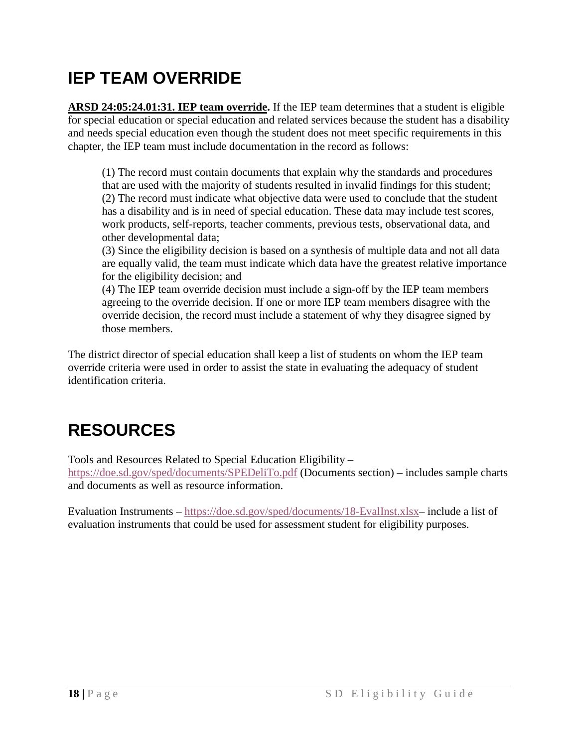# IEP TEAM OVERRIDE

**ARSD 24:05:24.01:31. IEP team override.** If the IEP team determines that a student is eligible for special education or special education and related services because the student has a disability and needs special education even though the student does not meet specific requirements in this chapter, the IEP team must include documentation in the record as follows:

(1) The record must contain documents that explain why the standards and procedures that are used with the majority of students resulted in invalid findings for this student;
(2) The record must indicate what objective data were used to conclude that the student has a disability and is in need of special education. These data may include test scores, work products, self-reports, teacher comments, previous tests, observational data, and other developmental data;
(3) Since the eligibility decision is based on a synthesis of multiple data and not all data are equally valid, the team must indicate which data have the greatest relative importance for the eligibility decision; and
(4) The IEP team override decision must include a sign-off by the IEP team members agreeing to the override decision. If one or more IEP team members disagree with the override decision, the record must include a statement of why they disagree signed by those members.

The district director of special education shall keep a list of students on whom the IEP team override criteria were used in order to assist the state in evaluating the adequacy of student identification criteria.

# RESOURCES

Tools and Resources Related to Special Education Eligibility – https://doe.sd.gov/sped/documents/SPEDeliTo.pdf (Documents section) – includes sample charts and documents as well as resource information.

Evaluation Instruments – https://doe.sd.gov/sped/documents/18-EvalInst.xlsx– include a list of evaluation instruments that could be used for assessment student for eligibility purposes.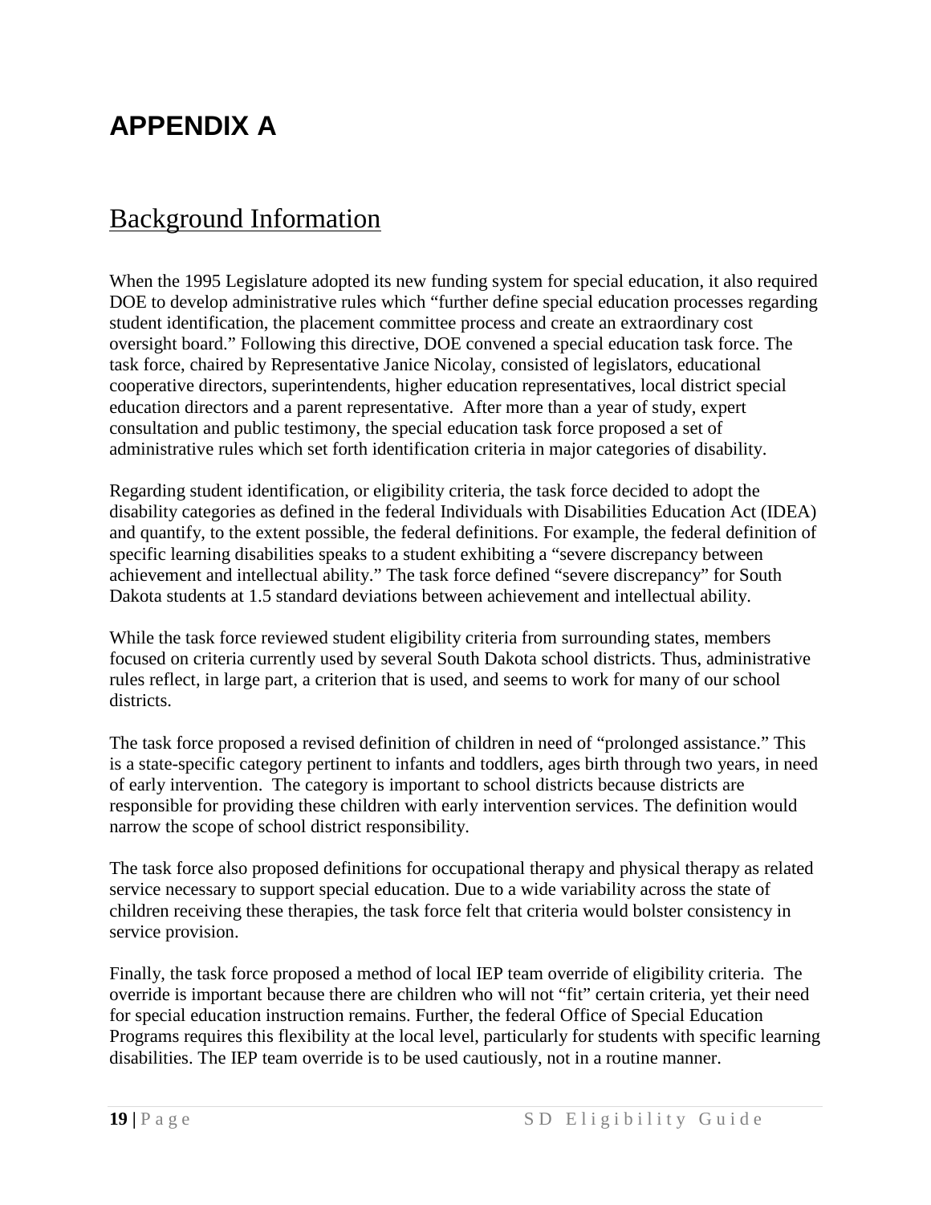# APPENDIX A

## Background Information

When the 1995 Legislature adopted its new funding system for special education, it also required DOE to develop administrative rules which "further define special education processes regarding student identification, the placement committee process and create an extraordinary cost oversight board." Following this directive, DOE convened a special education task force. The task force, chaired by Representative Janice Nicolay, consisted of legislators, educational cooperative directors, superintendents, higher education representatives, local district special education directors and a parent representative. After more than a year of study, expert consultation and public testimony, the special education task force proposed a set of administrative rules which set forth identification criteria in major categories of disability.

Regarding student identification, or eligibility criteria, the task force decided to adopt the disability categories as defined in the federal Individuals with Disabilities Education Act (IDEA) and quantify, to the extent possible, the federal definitions. For example, the federal definition of specific learning disabilities speaks to a student exhibiting a "severe discrepancy between achievement and intellectual ability." The task force defined "severe discrepancy" for South Dakota students at 1.5 standard deviations between achievement and intellectual ability.

While the task force reviewed student eligibility criteria from surrounding states, members focused on criteria currently used by several South Dakota school districts. Thus, administrative rules reflect, in large part, a criterion that is used, and seems to work for many of our school districts.

The task force proposed a revised definition of children in need of "prolonged assistance." This is a state-specific category pertinent to infants and toddlers, ages birth through two years, in need of early intervention. The category is important to school districts because districts are responsible for providing these children with early intervention services. The definition would narrow the scope of school district responsibility.

The task force also proposed definitions for occupational therapy and physical therapy as related service necessary to support special education. Due to a wide variability across the state of children receiving these therapies, the task force felt that criteria would bolster consistency in service provision.

Finally, the task force proposed a method of local IEP team override of eligibility criteria. The override is important because there are children who will not "fit" certain criteria, yet their need for special education instruction remains. Further, the federal Office of Special Education Programs requires this flexibility at the local level, particularly for students with specific learning disabilities. The IEP team override is to be used cautiously, not in a routine manner.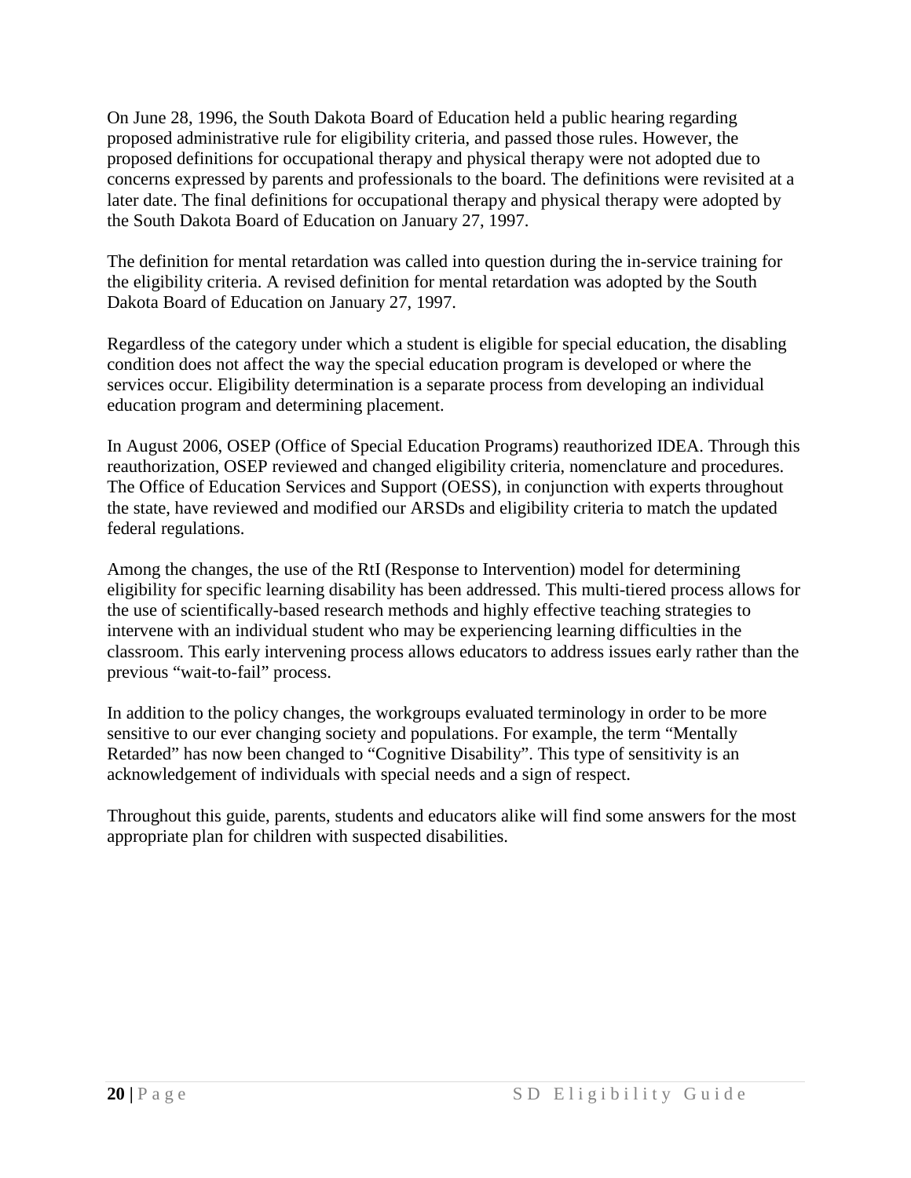On June 28, 1996, the South Dakota Board of Education held a public hearing regarding proposed administrative rule for eligibility criteria, and passed those rules. However, the proposed definitions for occupational therapy and physical therapy were not adopted due to concerns expressed by parents and professionals to the board. The definitions were revisited at a later date. The final definitions for occupational therapy and physical therapy were adopted by the South Dakota Board of Education on January 27, 1997.

The definition for mental retardation was called into question during the in-service training for the eligibility criteria. A revised definition for mental retardation was adopted by the South Dakota Board of Education on January 27, 1997.

Regardless of the category under which a student is eligible for special education, the disabling condition does not affect the way the special education program is developed or where the services occur. Eligibility determination is a separate process from developing an individual education program and determining placement.

In August 2006, OSEP (Office of Special Education Programs) reauthorized IDEA. Through this reauthorization, OSEP reviewed and changed eligibility criteria, nomenclature and procedures. The Office of Education Services and Support (OESS), in conjunction with experts throughout the state, have reviewed and modified our ARSDs and eligibility criteria to match the updated federal regulations.

Among the changes, the use of the RtI (Response to Intervention) model for determining eligibility for specific learning disability has been addressed. This multi-tiered process allows for the use of scientifically-based research methods and highly effective teaching strategies to intervene with an individual student who may be experiencing learning difficulties in the classroom. This early intervening process allows educators to address issues early rather than the previous "wait-to-fail" process.

In addition to the policy changes, the workgroups evaluated terminology in order to be more sensitive to our ever changing society and populations. For example, the term "Mentally Retarded" has now been changed to "Cognitive Disability". This type of sensitivity is an acknowledgement of individuals with special needs and a sign of respect.

Throughout this guide, parents, students and educators alike will find some answers for the most appropriate plan for children with suspected disabilities.